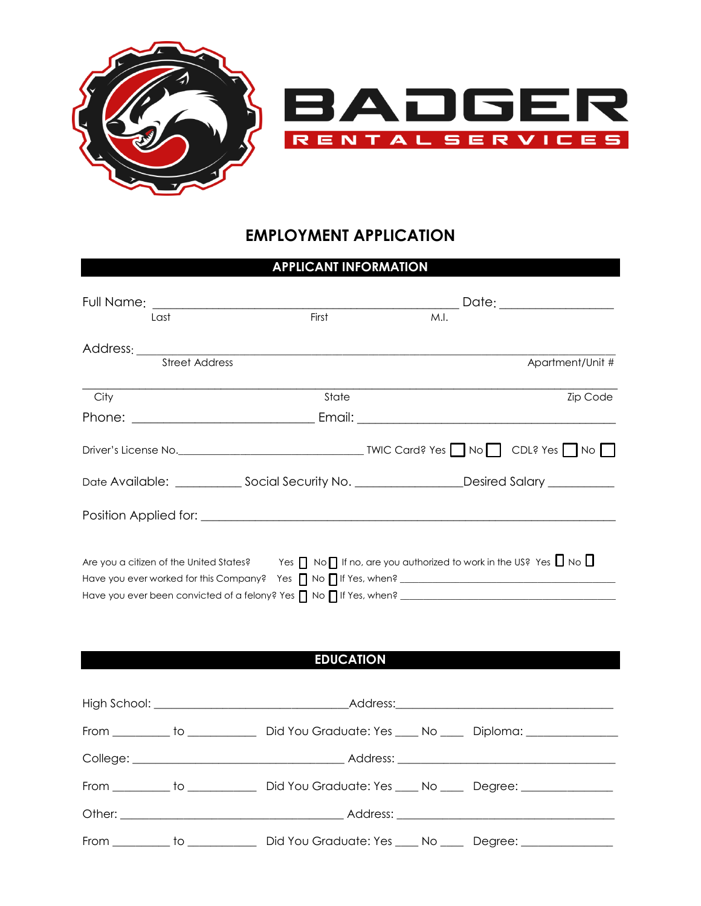# BADGER

RENTAL SERVICES

## EMPLOYMENT APPLICATION

### APPLICANT INFORMATION

Full Name: ______________________________________________ Date: ________________

Last First M.I.

Address: ______________________________________________________________________

Street Address Apartment/Unit #

______________________________________________________________________________

City State Zip Code

Phone: ___________________________ Email: ____________________________________

Driver's License No.______________________________ TWIC Card? Yes ☐ No ☐ CDL? Yes ☐ No ☐

Date Available: __________ Social Security No. ________________Desired Salary __________

Position Applied for: __________________________________________________________

Are you a citizen of the United States? Yes ☐ No ☐ If no, are you authorized to work in the US? Yes ☐ No ☐

Have you ever worked for this Company? Yes ☐ No ☐ If Yes, when? ______________________________

Have you ever been convicted of a felony? Yes ☐ No ☐ If Yes, when? ______________________________

### EDUCATION

High School: ______________________________Address:__________________________________

From _________ to ___________ Did You Graduate: Yes ____ No ____ Diploma: _______________

College: _________________________________ Address: __________________________________

From _________ to ___________ Did You Graduate: Yes ____ No ____ Degree: _______________

Other: __________________________________ Address: __________________________________

From _________ to ___________ Did You Graduate: Yes ____ No ____ Degree: _______________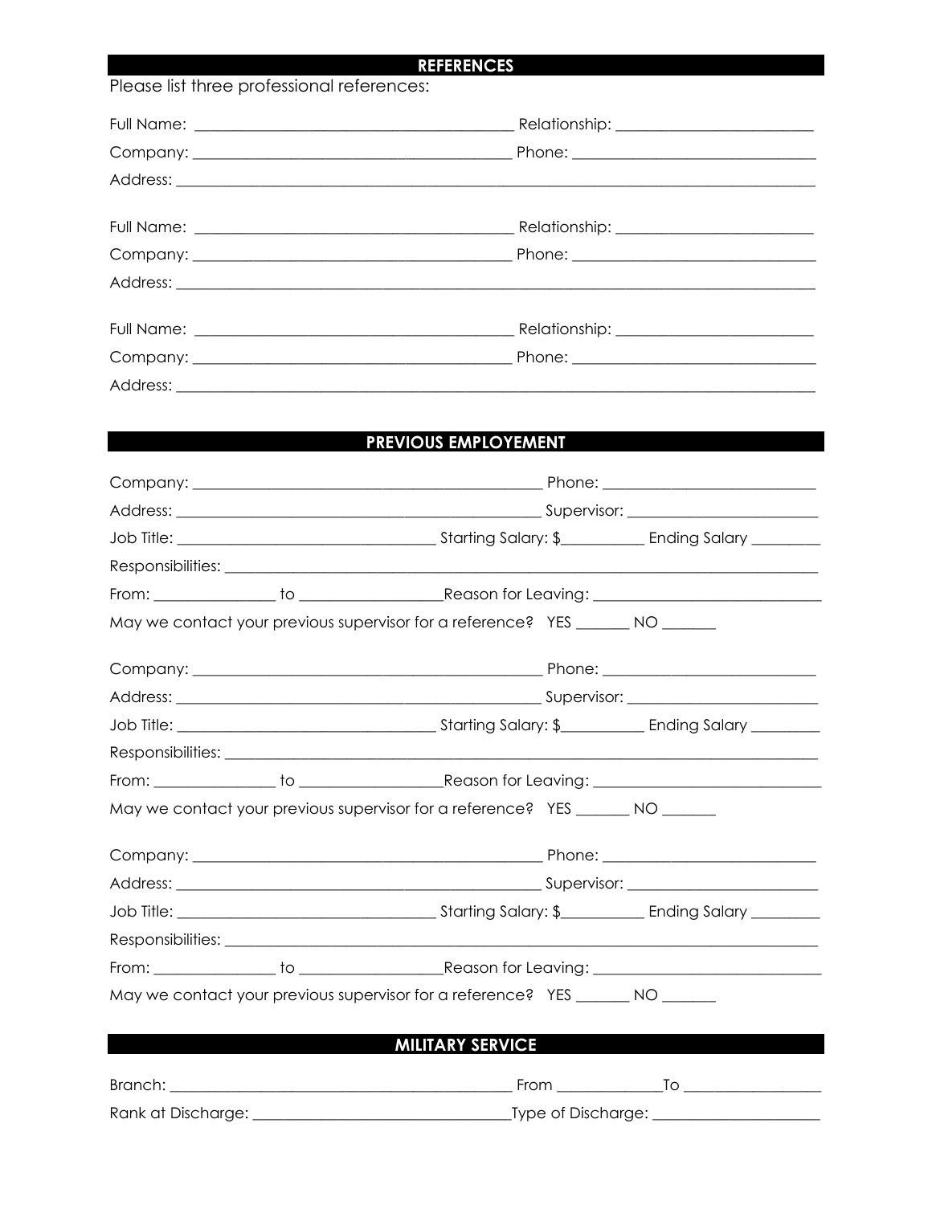## REFERENCES

Please list three professional references:

Full Name: ________________________________________ Relationship: _________________________

Company: ________________________________________ Phone: _______________________________

Address: _________________________________________________________________________________

Full Name: ________________________________________ Relationship: _________________________

Company: ________________________________________ Phone: _______________________________

Address: _________________________________________________________________________________

Full Name: ________________________________________ Relationship: _________________________

Company: ________________________________________ Phone: _______________________________

Address: _________________________________________________________________________________

## PREVIOUS EMPLOYEMENT

Company: _____________________________________________ Phone: ___________________________

Address: ______________________________________________ Supervisor: ________________________

Job Title: _________________________________ Starting Salary: $___________ Ending Salary _________

Responsibilities: __________________________________________________________________________

From: ________________ to __________________Reason for Leaving: _____________________________

May we contact your previous supervisor for a reference? YES _______ NO _______

Company: _____________________________________________ Phone: ___________________________

Address: ______________________________________________ Supervisor: ________________________

Job Title: _________________________________ Starting Salary: $___________ Ending Salary _________

Responsibilities: __________________________________________________________________________

From: ________________ to __________________Reason for Leaving: _____________________________

May we contact your previous supervisor for a reference? YES _______ NO _______

Company: _____________________________________________ Phone: ___________________________

Address: ______________________________________________ Supervisor: ________________________

Job Title: _________________________________ Starting Salary: $___________ Ending Salary _________

Responsibilities: __________________________________________________________________________

From: ________________ to __________________Reason for Leaving: _____________________________

May we contact your previous supervisor for a reference? YES _______ NO _______

## MILITARY SERVICE

Branch: ____________________________________________ From ______________To __________________

Rank at Discharge: _________________________________Type of Discharge: ______________________